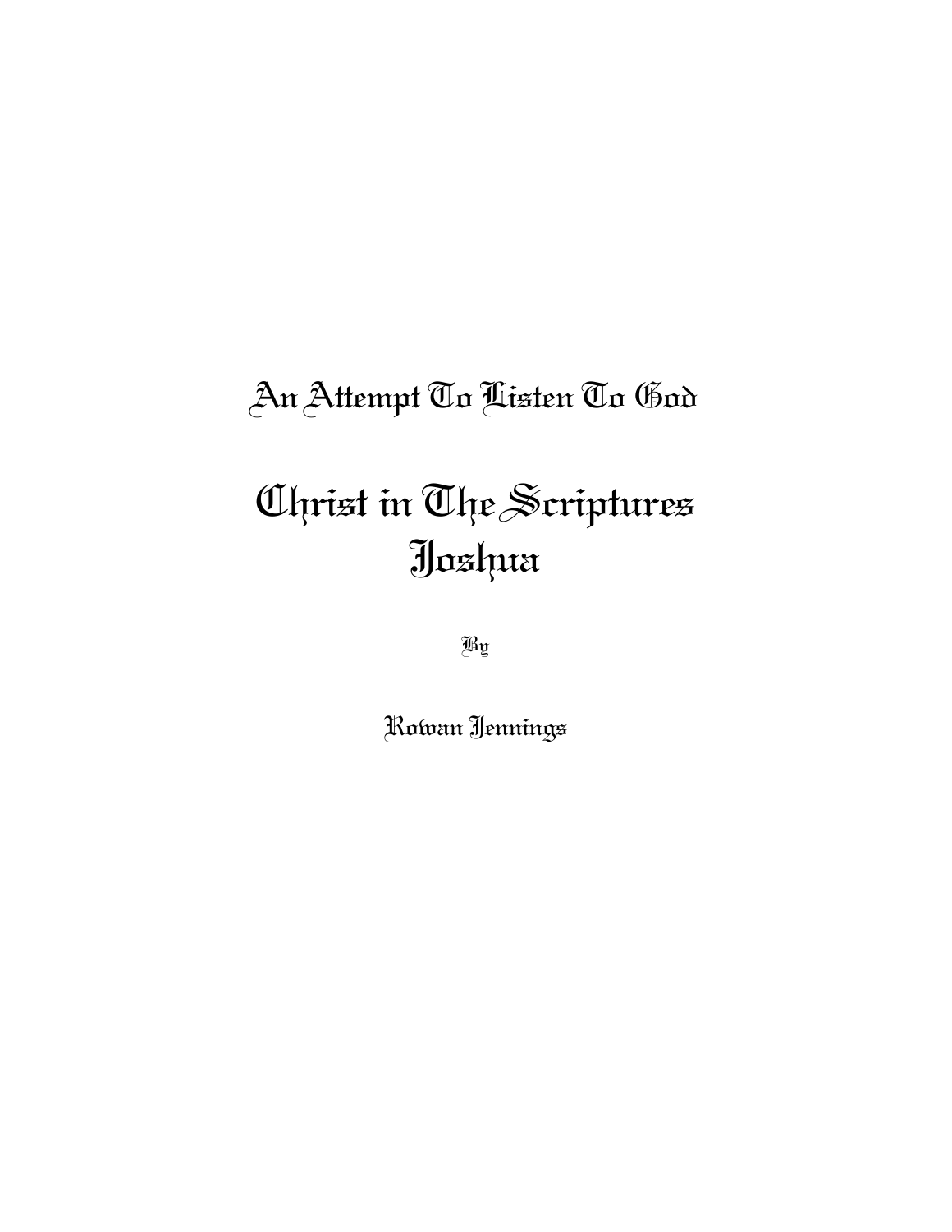An Attempt To Listen To God

# Christ in The Scriptures
# Joshua

By

Rowan Jennings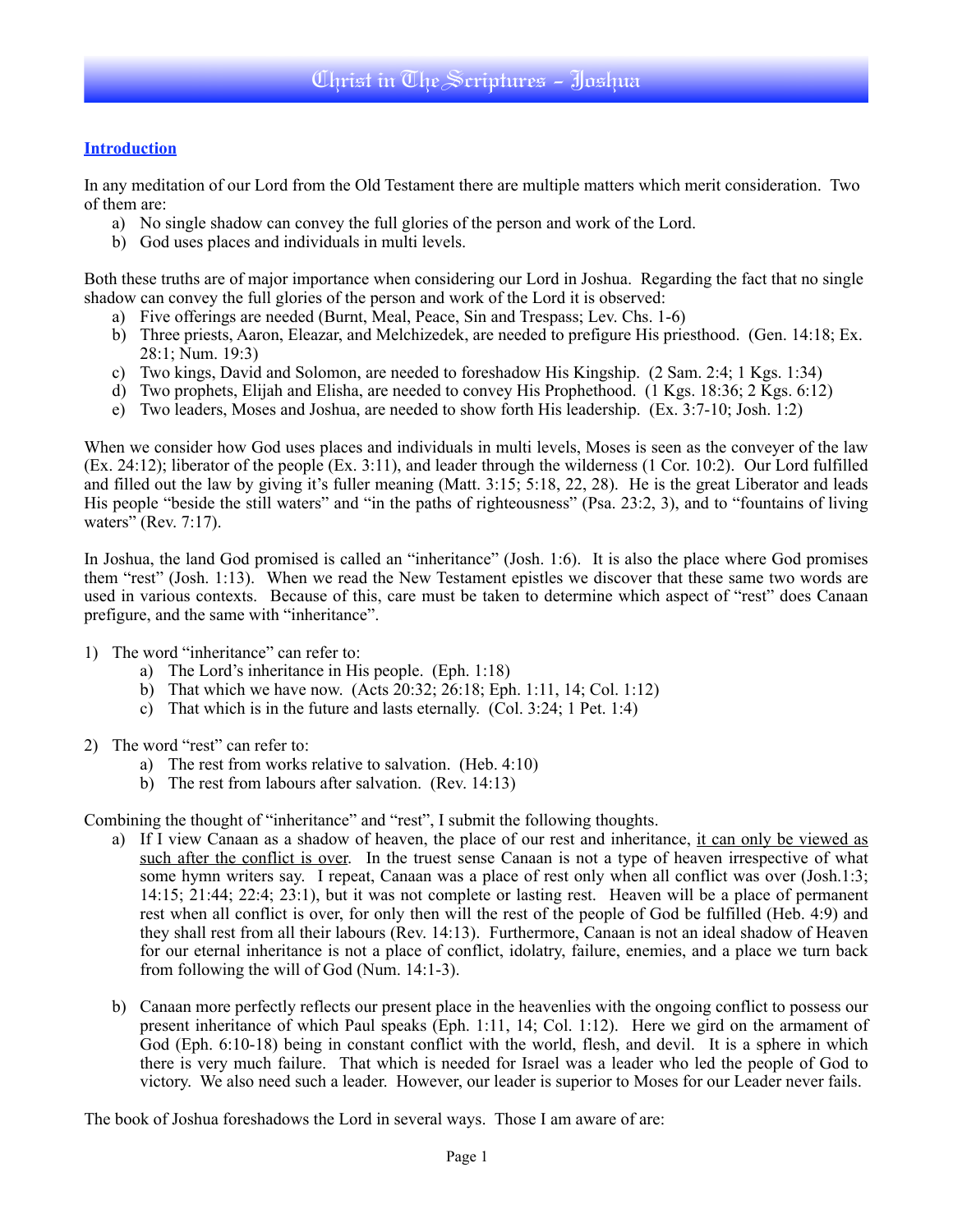# Christ in The Scriptures - Joshua

## Introduction

In any meditation of our Lord from the Old Testament there are multiple matters which merit consideration. Two of them are:

a) No single shadow can convey the full glories of the person and work of the Lord.
b) God uses places and individuals in multi levels.

Both these truths are of major importance when considering our Lord in Joshua. Regarding the fact that no single shadow can convey the full glories of the person and work of the Lord it is observed:

a) Five offerings are needed (Burnt, Meal, Peace, Sin and Trespass; Lev. Chs. 1-6)
b) Three priests, Aaron, Eleazar, and Melchizedek, are needed to prefigure His priesthood. (Gen. 14:18; Ex. 28:1; Num. 19:3)
c) Two kings, David and Solomon, are needed to foreshadow His Kingship. (2 Sam. 2:4; 1 Kgs. 1:34)
d) Two prophets, Elijah and Elisha, are needed to convey His Prophethood. (1 Kgs. 18:36; 2 Kgs. 6:12)
e) Two leaders, Moses and Joshua, are needed to show forth His leadership. (Ex. 3:7-10; Josh. 1:2)

When we consider how God uses places and individuals in multi levels, Moses is seen as the conveyer of the law (Ex. 24:12); liberator of the people (Ex. 3:11), and leader through the wilderness (1 Cor. 10:2). Our Lord fulfilled and filled out the law by giving it's fuller meaning (Matt. 3:15; 5:18, 22, 28). He is the great Liberator and leads His people "beside the still waters" and "in the paths of righteousness" (Psa. 23:2, 3), and to "fountains of living waters" (Rev. 7:17).

In Joshua, the land God promised is called an "inheritance" (Josh. 1:6). It is also the place where God promises them "rest" (Josh. 1:13). When we read the New Testament epistles we discover that these same two words are used in various contexts. Because of this, care must be taken to determine which aspect of "rest" does Canaan prefigure, and the same with "inheritance".

1) The word "inheritance" can refer to:
   a) The Lord's inheritance in His people. (Eph. 1:18)
   b) That which we have now. (Acts 20:32; 26:18; Eph. 1:11, 14; Col. 1:12)
   c) That which is in the future and lasts eternally. (Col. 3:24; 1 Pet. 1:4)

2) The word "rest" can refer to:
   a) The rest from works relative to salvation. (Heb. 4:10)
   b) The rest from labours after salvation. (Rev. 14:13)

Combining the thought of "inheritance" and "rest", I submit the following thoughts.

a) If I view Canaan as a shadow of heaven, the place of our rest and inheritance, <u>it can only be viewed as such after the conflict is over</u>. In the truest sense Canaan is not a type of heaven irrespective of what some hymn writers say. I repeat, Canaan was a place of rest only when all conflict was over (Josh.1:3; 14:15; 21:44; 22:4; 23:1), but it was not complete or lasting rest. Heaven will be a place of permanent rest when all conflict is over, for only then will the rest of the people of God be fulfilled (Heb. 4:9) and they shall rest from all their labours (Rev. 14:13). Furthermore, Canaan is not an ideal shadow of Heaven for our eternal inheritance is not a place of conflict, idolatry, failure, enemies, and a place we turn back from following the will of God (Num. 14:1-3).

b) Canaan more perfectly reflects our present place in the heavenlies with the ongoing conflict to possess our present inheritance of which Paul speaks (Eph. 1:11, 14; Col. 1:12). Here we gird on the armament of God (Eph. 6:10-18) being in constant conflict with the world, flesh, and devil. It is a sphere in which there is very much failure. That which is needed for Israel was a leader who led the people of God to victory. We also need such a leader. However, our leader is superior to Moses for our Leader never fails.

The book of Joshua foreshadows the Lord in several ways. Those I am aware of are: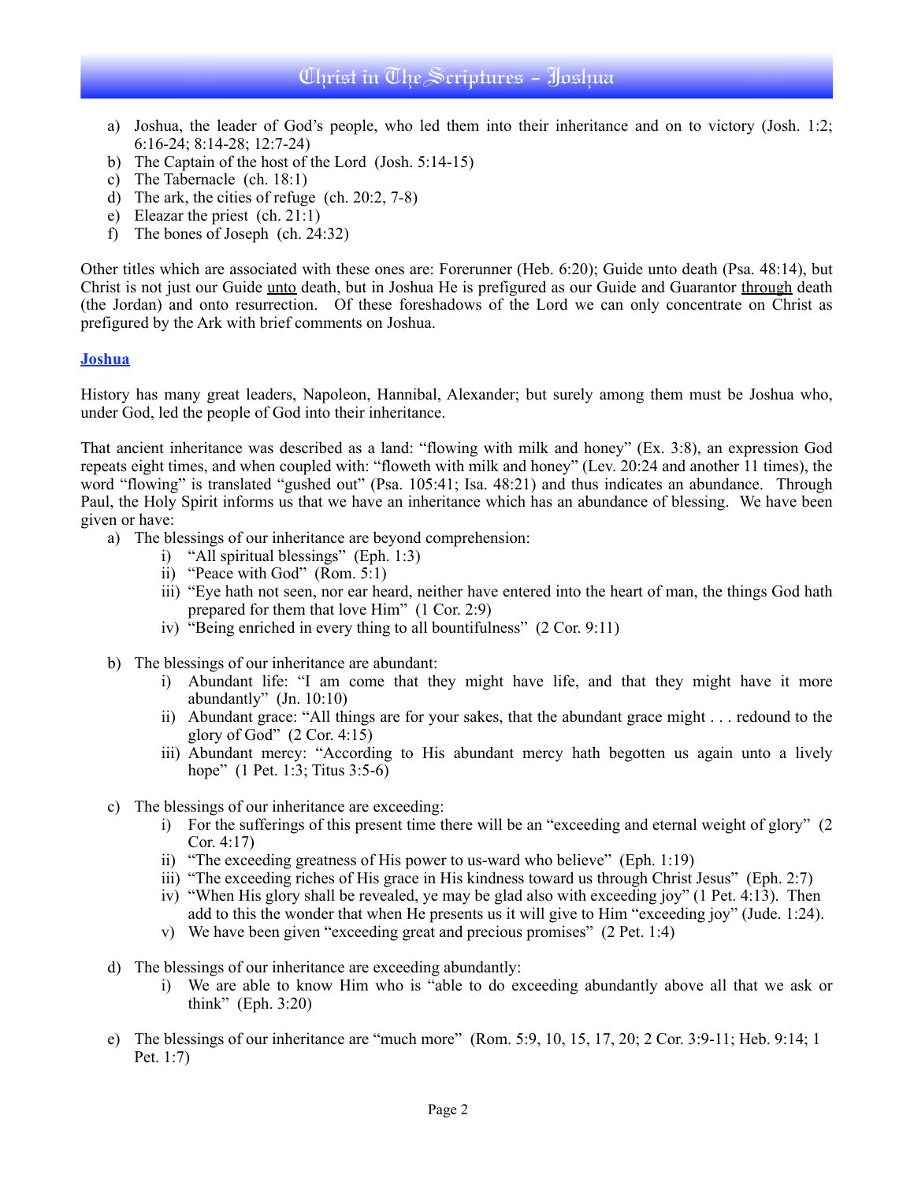a) Joshua, the leader of God's people, who led them into their inheritance and on to victory (Josh. 1:2; 6:16-24; 8:14-28; 12:7-24)
b) The Captain of the host of the Lord (Josh. 5:14-15)
c) The Tabernacle (ch. 18:1)
d) The ark, the cities of refuge (ch. 20:2, 7-8)
e) Eleazar the priest (ch. 21:1)
f) The bones of Joseph (ch. 24:32)

Other titles which are associated with these ones are: Forerunner (Heb. 6:20); Guide unto death (Psa. 48:14), but Christ is not just our Guide <u>unto</u> death, but in Joshua He is prefigured as our Guide and Guarantor <u>through</u> death (the Jordan) and onto resurrection. Of these foreshadows of the Lord we can only concentrate on Christ as prefigured by the Ark with brief comments on Joshua.

## Joshua

History has many great leaders, Napoleon, Hannibal, Alexander; but surely among them must be Joshua who, under God, led the people of God into their inheritance.

That ancient inheritance was described as a land: "flowing with milk and honey" (Ex. 3:8), an expression God repeats eight times, and when coupled with: "floweth with milk and honey" (Lev. 20:24 and another 11 times), the word "flowing" is translated "gushed out" (Psa. 105:41; Isa. 48:21) and thus indicates an abundance. Through Paul, the Holy Spirit informs us that we have an inheritance which has an abundance of blessing. We have been given or have:

a) The blessings of our inheritance are beyond comprehension:
   i) "All spiritual blessings" (Eph. 1:3)
   ii) "Peace with God" (Rom. 5:1)
   iii) "Eye hath not seen, nor ear heard, neither have entered into the heart of man, the things God hath prepared for them that love Him" (1 Cor. 2:9)
   iv) "Being enriched in every thing to all bountifulness" (2 Cor. 9:11)

b) The blessings of our inheritance are abundant:
   i) Abundant life: "I am come that they might have life, and that they might have it more abundantly" (Jn. 10:10)
   ii) Abundant grace: "All things are for your sakes, that the abundant grace might . . . redound to the glory of God" (2 Cor. 4:15)
   iii) Abundant mercy: "According to His abundant mercy hath begotten us again unto a lively hope" (1 Pet. 1:3; Titus 3:5-6)

c) The blessings of our inheritance are exceeding:
   i) For the sufferings of this present time there will be an "exceeding and eternal weight of glory" (2 Cor. 4:17)
   ii) "The exceeding greatness of His power to us-ward who believe" (Eph. 1:19)
   iii) "The exceeding riches of His grace in His kindness toward us through Christ Jesus" (Eph. 2:7)
   iv) "When His glory shall be revealed, ye may be glad also with exceeding joy" (1 Pet. 4:13). Then add to this the wonder that when He presents us it will give to Him "exceeding joy" (Jude. 1:24).
   v) We have been given "exceeding great and precious promises" (2 Pet. 1:4)

d) The blessings of our inheritance are exceeding abundantly:
   i) We are able to know Him who is "able to do exceeding abundantly above all that we ask or think" (Eph. 3:20)

e) The blessings of our inheritance are "much more" (Rom. 5:9, 10, 15, 17, 20; 2 Cor. 3:9-11; Heb. 9:14; 1 Pet. 1:7)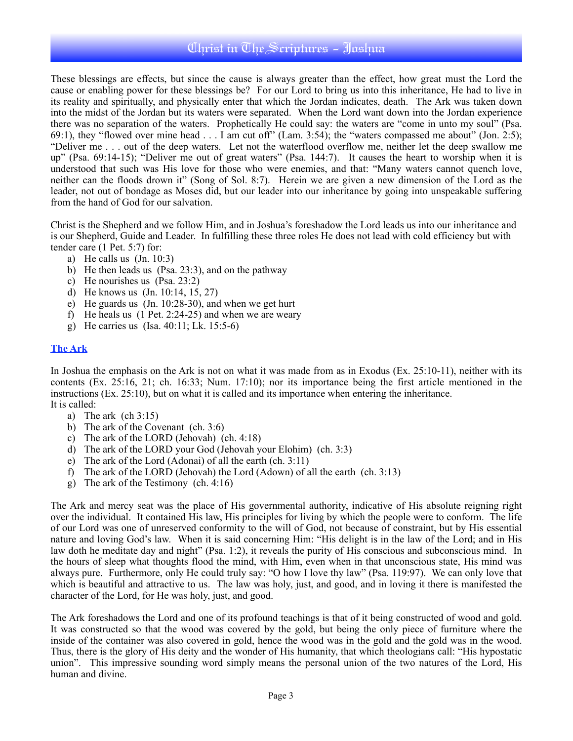These blessings are effects, but since the cause is always greater than the effect, how great must the Lord the cause or enabling power for these blessings be? For our Lord to bring us into this inheritance, He had to live in its reality and spiritually, and physically enter that which the Jordan indicates, death. The Ark was taken down into the midst of the Jordan but its waters were separated. When the Lord want down into the Jordan experience there was no separation of the waters. Prophetically He could say: the waters are "come in unto my soul" (Psa. 69:1), they "flowed over mine head . . . I am cut off" (Lam. 3:54); the "waters compassed me about" (Jon. 2:5); "Deliver me . . . out of the deep waters. Let not the waterflood overflow me, neither let the deep swallow me up" (Psa. 69:14-15); "Deliver me out of great waters" (Psa. 144:7). It causes the heart to worship when it is understood that such was His love for those who were enemies, and that: "Many waters cannot quench love, neither can the floods drown it" (Song of Sol. 8:7). Herein we are given a new dimension of the Lord as the leader, not out of bondage as Moses did, but our leader into our inheritance by going into unspeakable suffering from the hand of God for our salvation.

Christ is the Shepherd and we follow Him, and in Joshua's foreshadow the Lord leads us into our inheritance and is our Shepherd, Guide and Leader. In fulfilling these three roles He does not lead with cold efficiency but with tender care (1 Pet. 5:7) for:

a) He calls us (Jn. 10:3)
b) He then leads us (Psa. 23:3), and on the pathway
c) He nourishes us (Psa. 23:2)
d) He knows us (Jn. 10:14, 15, 27)
e) He guards us (Jn. 10:28-30), and when we get hurt
f) He heals us (1 Pet. 2:24-25) and when we are weary
g) He carries us (Isa. 40:11; Lk. 15:5-6)

## The Ark

In Joshua the emphasis on the Ark is not on what it was made from as in Exodus (Ex. 25:10-11), neither with its contents (Ex. 25:16, 21; ch. 16:33; Num. 17:10); nor its importance being the first article mentioned in the instructions (Ex. 25:10), but on what it is called and its importance when entering the inheritance.
It is called:

a) The ark (ch 3:15)
b) The ark of the Covenant (ch. 3:6)
c) The ark of the LORD (Jehovah) (ch. 4:18)
d) The ark of the LORD your God (Jehovah your Elohim) (ch. 3:3)
e) The ark of the Lord (Adonai) of all the earth (ch. 3:11)
f) The ark of the LORD (Jehovah) the Lord (Adown) of all the earth (ch. 3:13)
g) The ark of the Testimony (ch. 4:16)

The Ark and mercy seat was the place of His governmental authority, indicative of His absolute reigning right over the individual. It contained His law, His principles for living by which the people were to conform. The life of our Lord was one of unreserved conformity to the will of God, not because of constraint, but by His essential nature and loving God's law. When it is said concerning Him: "His delight is in the law of the Lord; and in His law doth he meditate day and night" (Psa. 1:2), it reveals the purity of His conscious and subconscious mind. In the hours of sleep what thoughts flood the mind, with Him, even when in that unconscious state, His mind was always pure. Furthermore, only He could truly say: "O how I love thy law" (Psa. 119:97). We can only love that which is beautiful and attractive to us. The law was holy, just, and good, and in loving it there is manifested the character of the Lord, for He was holy, just, and good.

The Ark foreshadows the Lord and one of its profound teachings is that of it being constructed of wood and gold. It was constructed so that the wood was covered by the gold, but being the only piece of furniture where the inside of the container was also covered in gold, hence the wood was in the gold and the gold was in the wood. Thus, there is the glory of His deity and the wonder of His humanity, that which theologians call: "His hypostatic union". This impressive sounding word simply means the personal union of the two natures of the Lord, His human and divine.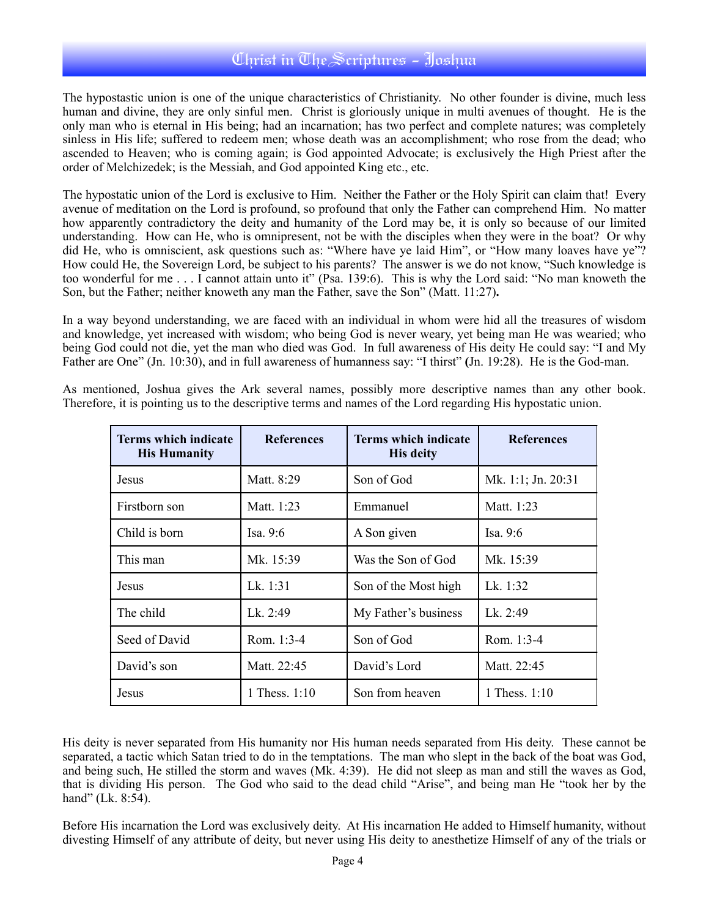The hypostastic union is one of the unique characteristics of Christianity. No other founder is divine, much less human and divine, they are only sinful men. Christ is gloriously unique in multi avenues of thought. He is the only man who is eternal in His being; had an incarnation; has two perfect and complete natures; was completely sinless in His life; suffered to redeem men; whose death was an accomplishment; who rose from the dead; who ascended to Heaven; who is coming again; is God appointed Advocate; is exclusively the High Priest after the order of Melchizedek; is the Messiah, and God appointed King etc., etc.

The hypostatic union of the Lord is exclusive to Him. Neither the Father or the Holy Spirit can claim that! Every avenue of meditation on the Lord is profound, so profound that only the Father can comprehend Him. No matter how apparently contradictory the deity and humanity of the Lord may be, it is only so because of our limited understanding. How can He, who is omnipresent, not be with the disciples when they were in the boat? Or why did He, who is omniscient, ask questions such as: "Where have ye laid Him", or "How many loaves have ye"? How could He, the Sovereign Lord, be subject to his parents? The answer is we do not know, "Such knowledge is too wonderful for me . . . I cannot attain unto it" (Psa. 139:6). This is why the Lord said: "No man knoweth the Son, but the Father; neither knoweth any man the Father, save the Son" (Matt. 11:27).

In a way beyond understanding, we are faced with an individual in whom were hid all the treasures of wisdom and knowledge, yet increased with wisdom; who being God is never weary, yet being man He was wearied; who being God could not die, yet the man who died was God. In full awareness of His deity He could say: "I and My Father are One" (Jn. 10:30), and in full awareness of humanness say: "I thirst" (Jn. 19:28). He is the God-man.

As mentioned, Joshua gives the Ark several names, possibly more descriptive names than any other book. Therefore, it is pointing us to the descriptive terms and names of the Lord regarding His hypostatic union.

| Terms which indicate His Humanity | References | Terms which indicate His deity | References |
|---|---|---|---|
| Jesus | Matt. 8:29 | Son of God | Mk. 1:1; Jn. 20:31 |
| Firstborn son | Matt. 1:23 | Emmanuel | Matt. 1:23 |
| Child is born | Isa. 9:6 | A Son given | Isa. 9:6 |
| This man | Mk. 15:39 | Was the Son of God | Mk. 15:39 |
| Jesus | Lk. 1:31 | Son of the Most high | Lk. 1:32 |
| The child | Lk. 2:49 | My Father's business | Lk. 2:49 |
| Seed of David | Rom. 1:3-4 | Son of God | Rom. 1:3-4 |
| David's son | Matt. 22:45 | David's Lord | Matt. 22:45 |
| Jesus | 1 Thess. 1:10 | Son from heaven | 1 Thess. 1:10 |

His deity is never separated from His humanity nor His human needs separated from His deity. These cannot be separated, a tactic which Satan tried to do in the temptations. The man who slept in the back of the boat was God, and being such, He stilled the storm and waves (Mk. 4:39). He did not sleep as man and still the waves as God, that is dividing His person. The God who said to the dead child "Arise", and being man He "took her by the hand" (Lk. 8:54).

Before His incarnation the Lord was exclusively deity. At His incarnation He added to Himself humanity, without divesting Himself of any attribute of deity, but never using His deity to anesthetize Himself of any of the trials or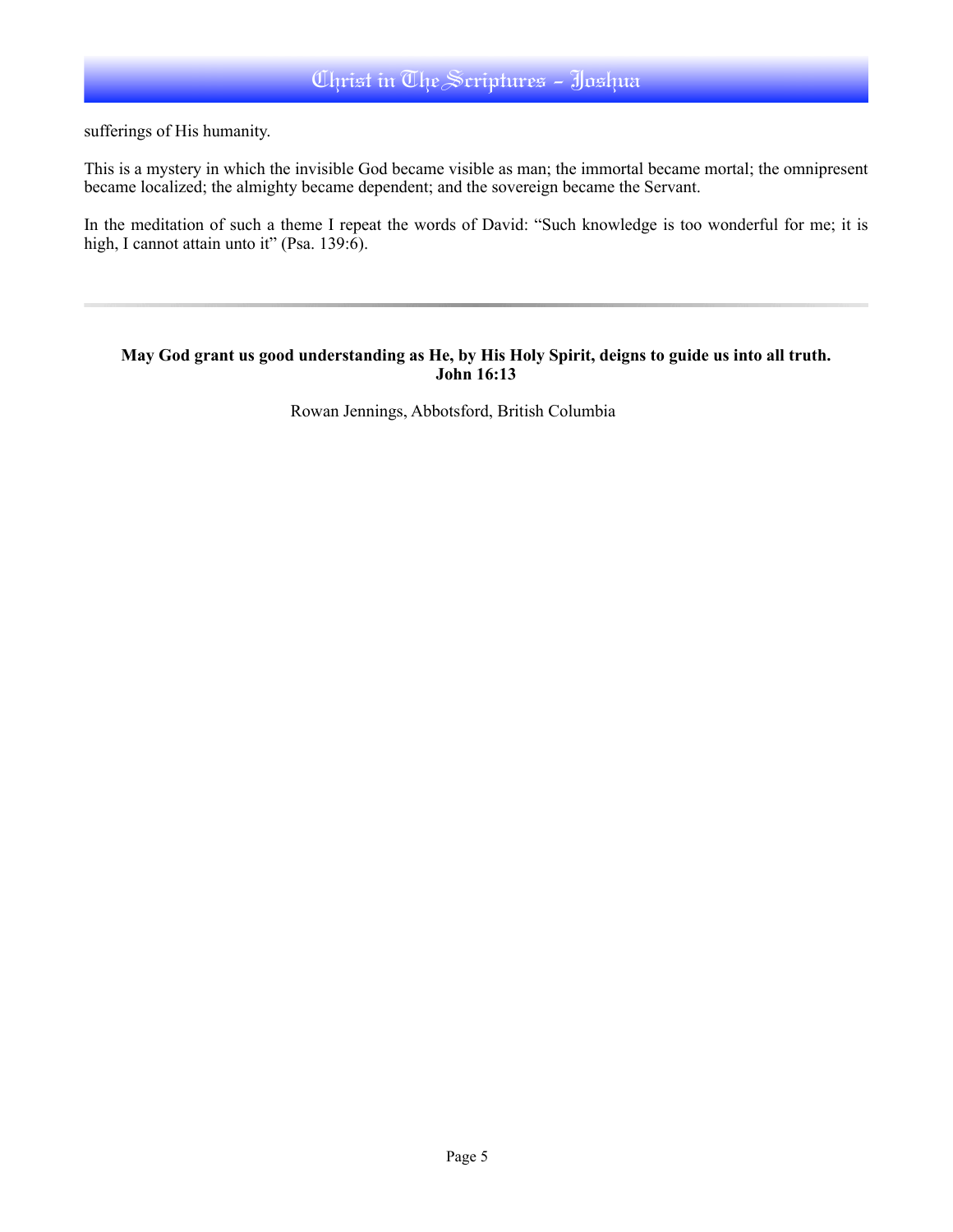sufferings of His humanity.

This is a mystery in which the invisible God became visible as man; the immortal became mortal; the omnipresent became localized; the almighty became dependent; and the sovereign became the Servant.

In the meditation of such a theme I repeat the words of David: “Such knowledge is too wonderful for me; it is high, I cannot attain unto it” (Psa. 139:6).

---

**May God grant us good understanding as He, by His Holy Spirit, deigns to guide us into all truth.**
**John 16:13**

Rowan Jennings, Abbotsford, British Columbia